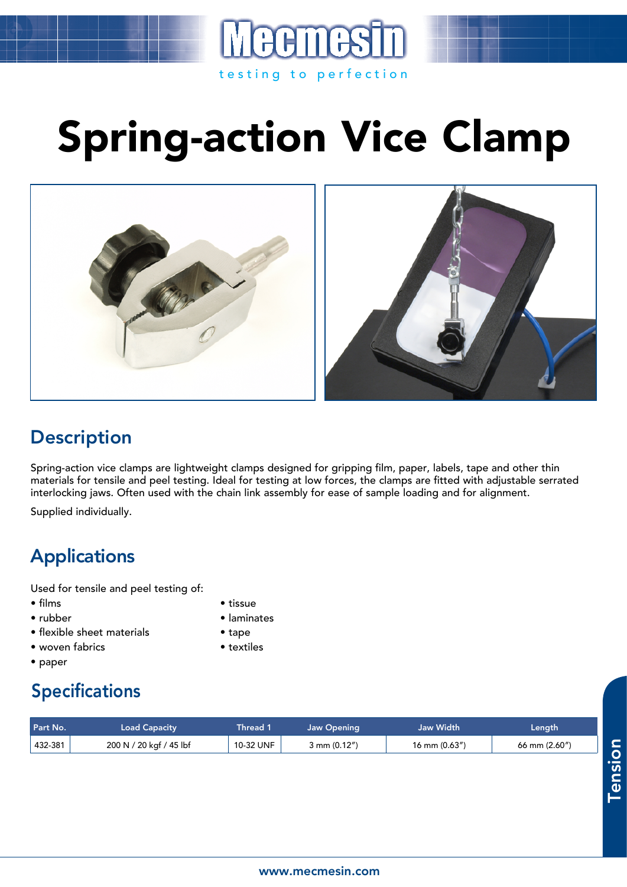# Spring-action Vice Clamp

## Description

Spring-action vice clamps are lightweight clamps designed for gripping film, paper, labels, tape and other thin materials for tensile and peel testing. Ideal for testing at low forces, the clamps are fitted with adjustable serrated interlocking jaws. Often used with the chain link assembly for ease of sample loading and for alignment.

Supplied individually.

## Applications

Used for tensile and peel testing of:

- films
- rubber
- flexible sheet materials
- woven fabrics
- paper
- tissue
- laminates
- tape
- textiles

## Specifications

| Part No. | Load Capacity | Thread 1 | Jaw Opening | Jaw Width | Length |
|---|---|---|---|---|---|
| 432-381 | 200 N / 20 kgf / 45 lbf | 10-32 UNF | 3 mm (0.12″) | 16 mm (0.63″) | 66 mm (2.60″) |

Tension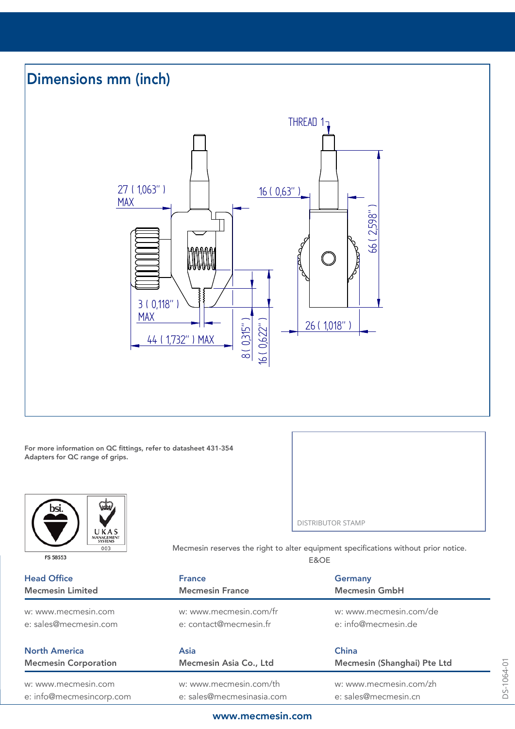## Dimensions mm (inch)

THREAD 1

27 ( 1,063" )
MAX

16 ( 0,63" )

66 ( 2,598" )

3 ( 0,118" )
MAX

44 ( 1,732" ) MAX

8 ( 0,315" )

16 ( 0,622" )

26 ( 1,018" )

**For more information on QC fittings, refer to datasheet 431-354 Adapters for QC range of grips.**

DISTRIBUTOR STAMP

FS 58553

Mecmesin reserves the right to alter equipment specifications without prior notice.
E&OE

**Head Office**
**Mecmesin Limited**

w: www.mecmesin.com
e: sales@mecmesin.com

**France**
**Mecmesin France**

w: www.mecmesin.com/fr
e: contact@mecmesin.fr

**Germany**
**Mecmesin GmbH**

w: www.mecmesin.com/de
e: info@mecmesin.de

**North America**
**Mecmesin Corporation**

w: www.mecmesin.com
e: info@mecmesincorp.com

**Asia**
**Mecmesin Asia Co., Ltd**

w: www.mecmesin.com/th
e: sales@mecmesinasia.com

**China**
**Mecmesin (Shanghai) Pte Ltd**

w: www.mecmesin.com/zh
e: sales@mecmesin.cn

DS-1064-01

**www.mecmesin.com**